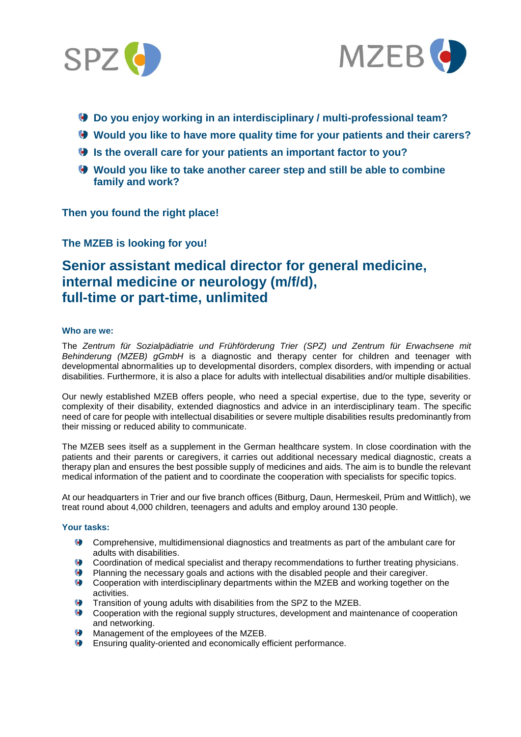SPZ MZEB

- **Do you enjoy working in an interdisciplinary / multi-professional team?**
- **Would you like to have more quality time for your patients and their carers?**
- **Is the overall care for your patients an important factor to you?**
- **Would you like to take another career step and still be able to combine family and work?**

**Then you found the right place!**

**The MZEB is looking for you!**

# Senior assistant medical director for general medicine, internal medicine or neurology (m/f/d), full-time or part-time, unlimited

### Who are we:

The *Zentrum für Sozialpädiatrie und Frühförderung Trier (SPZ) und Zentrum für Erwachsene mit Behinderung (MZEB) gGmbH* is a diagnostic and therapy center for children and teenager with developmental abnormalities up to developmental disorders, complex disorders, with impending or actual disabilities. Furthermore, it is also a place for adults with intellectual disabilities and/or multiple disabilities.

Our newly established MZEB offers people, who need a special expertise, due to the type, severity or complexity of their disability, extended diagnostics and advice in an interdisciplinary team. The specific need of care for people with intellectual disabilities or severe multiple disabilities results predominantly from their missing or reduced ability to communicate.

The MZEB sees itself as a supplement in the German healthcare system. In close coordination with the patients and their parents or caregivers, it carries out additional necessary medical diagnostic, creats a therapy plan and ensures the best possible supply of medicines and aids. The aim is to bundle the relevant medical information of the patient and to coordinate the cooperation with specialists for specific topics.

At our headquarters in Trier and our five branch offices (Bitburg, Daun, Hermeskeil, Prüm and Wittlich), we treat round about 4,000 children, teenagers and adults and employ around 130 people.

### Your tasks:

- Comprehensive, multidimensional diagnostics and treatments as part of the ambulant care for adults with disabilities.
- Coordination of medical specialist and therapy recommendations to further treating physicians.
- Planning the necessary goals and actions with the disabled people and their caregiver.
- Cooperation with interdisciplinary departments within the MZEB and working together on the activities.
- Transition of young adults with disabilities from the SPZ to the MZEB.
- Cooperation with the regional supply structures, development and maintenance of cooperation and networking.
- Management of the employees of the MZEB.
- Ensuring quality-oriented and economically efficient performance.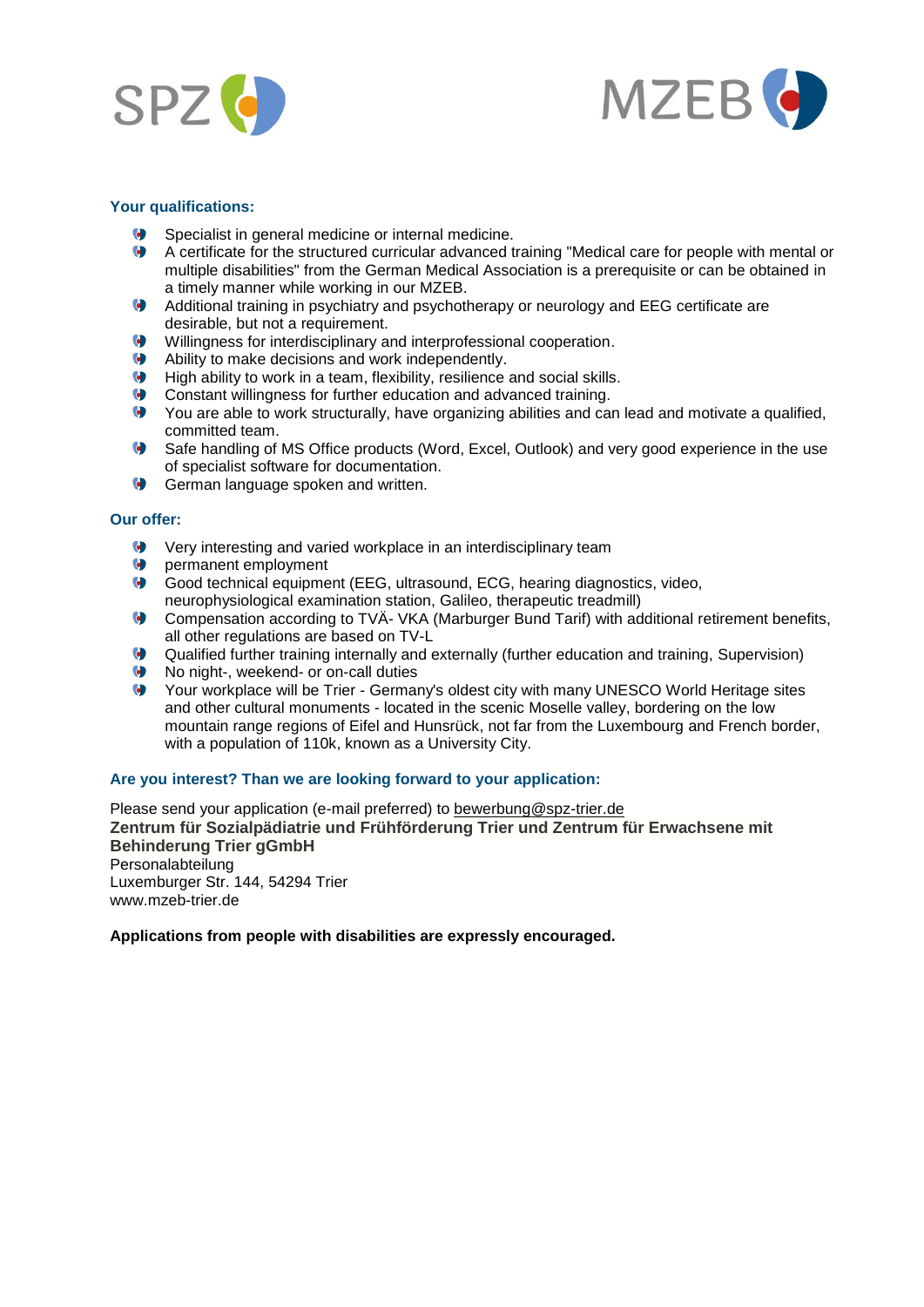### Your qualifications:

- Specialist in general medicine or internal medicine.
- A certificate for the structured curricular advanced training "Medical care for people with mental or multiple disabilities" from the German Medical Association is a prerequisite or can be obtained in a timely manner while working in our MZEB.
- Additional training in psychiatry and psychotherapy or neurology and EEG certificate are desirable, but not a requirement.
- Willingness for interdisciplinary and interprofessional cooperation.
- Ability to make decisions and work independently.
- High ability to work in a team, flexibility, resilience and social skills.
- Constant willingness for further education and advanced training.
- You are able to work structurally, have organizing abilities and can lead and motivate a qualified, committed team.
- Safe handling of MS Office products (Word, Excel, Outlook) and very good experience in the use of specialist software for documentation.
- German language spoken and written.

### Our offer:

- Very interesting and varied workplace in an interdisciplinary team
- permanent employment
- Good technical equipment (EEG, ultrasound, ECG, hearing diagnostics, video, neurophysiological examination station, Galileo, therapeutic treadmill)
- Compensation according to TVÄ- VKA (Marburger Bund Tarif) with additional retirement benefits, all other regulations are based on TV-L
- Qualified further training internally and externally (further education and training, Supervision)
- No night-, weekend- or on-call duties
- Your workplace will be Trier - Germany's oldest city with many UNESCO World Heritage sites and other cultural monuments - located in the scenic Moselle valley, bordering on the low mountain range regions of Eifel and Hunsrück, not far from the Luxembourg and French border, with a population of 110k, known as a University City.

### Are you interest? Than we are looking forward to your application:

Please send your application (e-mail preferred) to bewerbung@spz-trier.de
**Zentrum für Sozialpädiatrie und Frühförderung Trier und Zentrum für Erwachsene mit Behinderung Trier gGmbH**
Personalabteilung
Luxemburger Str. 144, 54294 Trier
www.mzeb-trier.de

**Applications from people with disabilities are expressly encouraged.**